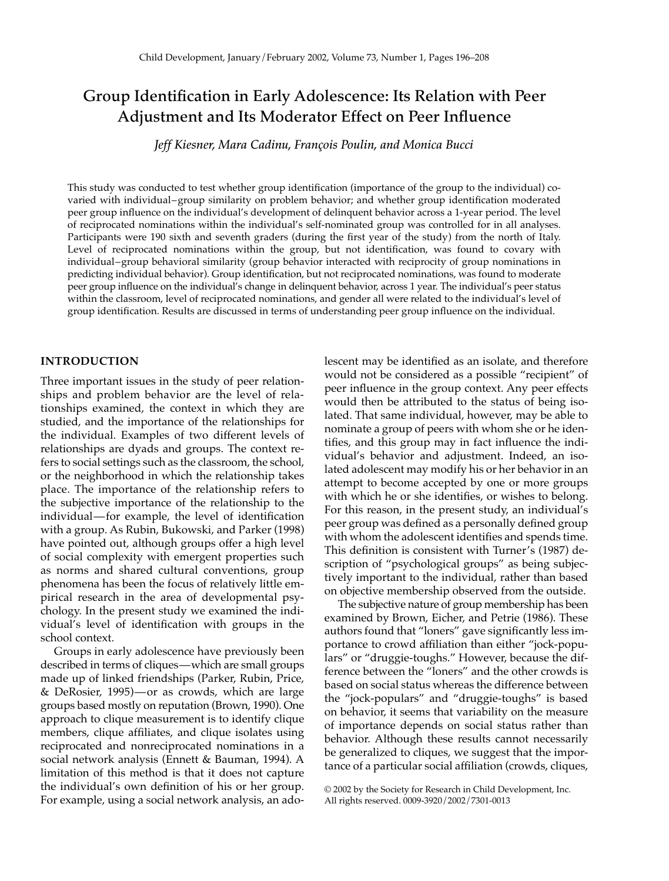# Group Identification in Early Adolescence: Its Relation with Peer Adjustment and Its Moderator Effect on Peer Influence

*Jeff Kiesner, Mara Cadinu, François Poulin, and Monica Bucci*

This study was conducted to test whether group identification (importance of the group to the individual) covaried with individual–group similarity on problem behavior; and whether group identification moderated peer group influence on the individual's development of delinquent behavior across a 1-year period. The level of reciprocated nominations within the individual's self-nominated group was controlled for in all analyses. Participants were 190 sixth and seventh graders (during the first year of the study) from the north of Italy. Level of reciprocated nominations within the group, but not identification, was found to covary with individual–group behavioral similarity (group behavior interacted with reciprocity of group nominations in predicting individual behavior). Group identification, but not reciprocated nominations, was found to moderate peer group influence on the individual's change in delinquent behavior, across 1 year. The individual's peer status within the classroom, level of reciprocated nominations, and gender all were related to the individual's level of group identification. Results are discussed in terms of understanding peer group influence on the individual.

## INTRODUCTION

Three important issues in the study of peer relationships and problem behavior are the level of relationships examined, the context in which they are studied, and the importance of the relationships for the individual. Examples of two different levels of relationships are dyads and groups. The context refers to social settings such as the classroom, the school, or the neighborhood in which the relationship takes place. The importance of the relationship refers to the subjective importance of the relationship to the individual—for example, the level of identification with a group. As Rubin, Bukowski, and Parker (1998) have pointed out, although groups offer a high level of social complexity with emergent properties such as norms and shared cultural conventions, group phenomena has been the focus of relatively little empirical research in the area of developmental psychology. In the present study we examined the individual's level of identification with groups in the school context.

Groups in early adolescence have previously been described in terms of cliques—which are small groups made up of linked friendships (Parker, Rubin, Price, & DeRosier, 1995)—or as crowds, which are large groups based mostly on reputation (Brown, 1990). One approach to clique measurement is to identify clique members, clique affiliates, and clique isolates using reciprocated and nonreciprocated nominations in a social network analysis (Ennett & Bauman, 1994). A limitation of this method is that it does not capture the individual's own definition of his or her group. For example, using a social network analysis, an adolescent may be identified as an isolate, and therefore would not be considered as a possible "recipient" of peer influence in the group context. Any peer effects would then be attributed to the status of being isolated. That same individual, however, may be able to nominate a group of peers with whom she or he identifies, and this group may in fact influence the individual's behavior and adjustment. Indeed, an isolated adolescent may modify his or her behavior in an attempt to become accepted by one or more groups with which he or she identifies, or wishes to belong. For this reason, in the present study, an individual's peer group was defined as a personally defined group with whom the adolescent identifies and spends time. This definition is consistent with Turner's (1987) description of "psychological groups" as being subjectively important to the individual, rather than based on objective membership observed from the outside.

The subjective nature of group membership has been examined by Brown, Eicher, and Petrie (1986). These authors found that "loners" gave significantly less importance to crowd affiliation than either "jock-populars" or "druggie-toughs." However, because the difference between the "loners" and the other crowds is based on social status whereas the difference between the "jock-populars" and "druggie-toughs" is based on behavior, it seems that variability on the measure of importance depends on social status rather than behavior. Although these results cannot necessarily be generalized to cliques, we suggest that the importance of a particular social affiliation (crowds, cliques,

© 2002 by the Society for Research in Child Development, Inc.
All rights reserved. 0009-3920/2002/7301-0013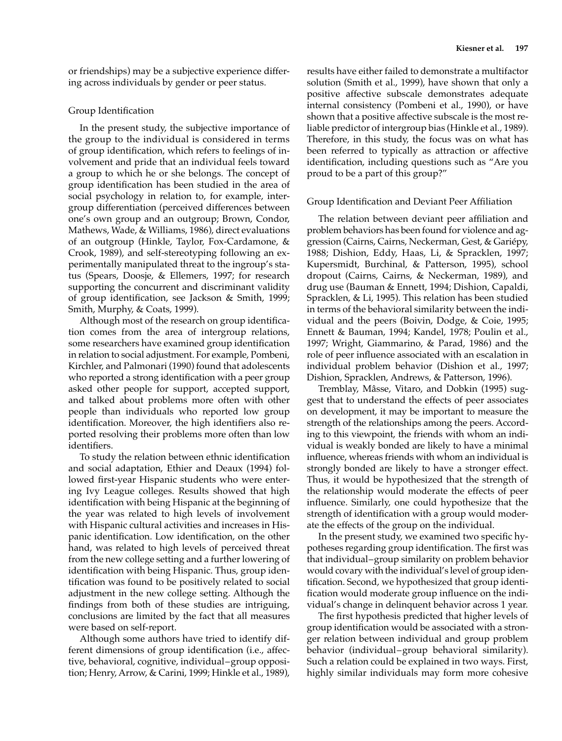or friendships) may be a subjective experience differing across individuals by gender or peer status.

### Group Identification

In the present study, the subjective importance of the group to the individual is considered in terms of group identification, which refers to feelings of involvement and pride that an individual feels toward a group to which he or she belongs. The concept of group identification has been studied in the area of social psychology in relation to, for example, intergroup differentiation (perceived differences between one's own group and an outgroup; Brown, Condor, Mathews, Wade, & Williams, 1986), direct evaluations of an outgroup (Hinkle, Taylor, Fox-Cardamone, & Crook, 1989), and self-stereotyping following an experimentally manipulated threat to the ingroup's status (Spears, Doosje, & Ellemers, 1997; for research supporting the concurrent and discriminant validity of group identification, see Jackson & Smith, 1999; Smith, Murphy, & Coats, 1999).

Although most of the research on group identification comes from the area of intergroup relations, some researchers have examined group identification in relation to social adjustment. For example, Pombeni, Kirchler, and Palmonari (1990) found that adolescents who reported a strong identification with a peer group asked other people for support, accepted support, and talked about problems more often with other people than individuals who reported low group identification. Moreover, the high identifiers also reported resolving their problems more often than low identifiers.

To study the relation between ethnic identification and social adaptation, Ethier and Deaux (1994) followed first-year Hispanic students who were entering Ivy League colleges. Results showed that high identification with being Hispanic at the beginning of the year was related to high levels of involvement with Hispanic cultural activities and increases in Hispanic identification. Low identification, on the other hand, was related to high levels of perceived threat from the new college setting and a further lowering of identification with being Hispanic. Thus, group identification was found to be positively related to social adjustment in the new college setting. Although the findings from both of these studies are intriguing, conclusions are limited by the fact that all measures were based on self-report.

Although some authors have tried to identify different dimensions of group identification (i.e., affective, behavioral, cognitive, individual–group opposition; Henry, Arrow, & Carini, 1999; Hinkle et al., 1989), results have either failed to demonstrate a multifactor solution (Smith et al., 1999), have shown that only a positive affective subscale demonstrates adequate internal consistency (Pombeni et al., 1990), or have shown that a positive affective subscale is the most reliable predictor of intergroup bias (Hinkle et al., 1989). Therefore, in this study, the focus was on what has been referred to typically as attraction or affective identification, including questions such as "Are you proud to be a part of this group?"

### Group Identification and Deviant Peer Affiliation

The relation between deviant peer affiliation and problem behaviors has been found for violence and aggression (Cairns, Cairns, Neckerman, Gest, & Gariépy, 1988; Dishion, Eddy, Haas, Li, & Spracklen, 1997; Kupersmidt, Burchinal, & Patterson, 1995), school dropout (Cairns, Cairns, & Neckerman, 1989), and drug use (Bauman & Ennett, 1994; Dishion, Capaldi, Spracklen, & Li, 1995). This relation has been studied in terms of the behavioral similarity between the individual and the peers (Boivin, Dodge, & Coie, 1995; Ennett & Bauman, 1994; Kandel, 1978; Poulin et al., 1997; Wright, Giammarino, & Parad, 1986) and the role of peer influence associated with an escalation in individual problem behavior (Dishion et al., 1997; Dishion, Spracklen, Andrews, & Patterson, 1996).

Tremblay, Mâsse, Vitaro, and Dobkin (1995) suggest that to understand the effects of peer associates on development, it may be important to measure the strength of the relationships among the peers. According to this viewpoint, the friends with whom an individual is weakly bonded are likely to have a minimal influence, whereas friends with whom an individual is strongly bonded are likely to have a stronger effect. Thus, it would be hypothesized that the strength of the relationship would moderate the effects of peer influence. Similarly, one could hypothesize that the strength of identification with a group would moderate the effects of the group on the individual.

In the present study, we examined two specific hypotheses regarding group identification. The first was that individual–group similarity on problem behavior would covary with the individual's level of group identification. Second, we hypothesized that group identification would moderate group influence on the individual's change in delinquent behavior across 1 year.

The first hypothesis predicted that higher levels of group identification would be associated with a stronger relation between individual and group problem behavior (individual–group behavioral similarity). Such a relation could be explained in two ways. First, highly similar individuals may form more cohesive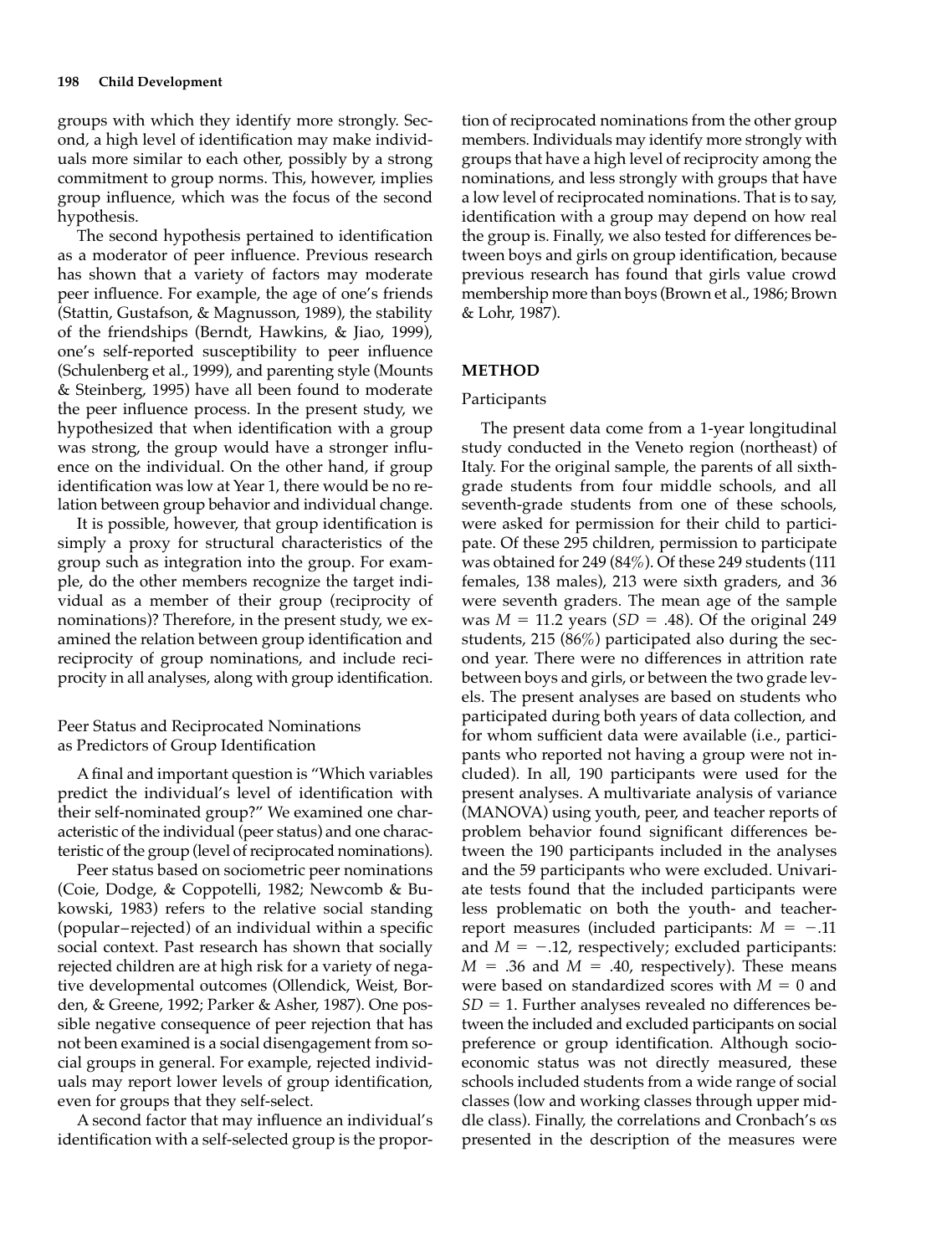groups with which they identify more strongly. Second, a high level of identification may make individuals more similar to each other, possibly by a strong commitment to group norms. This, however, implies group influence, which was the focus of the second hypothesis.

The second hypothesis pertained to identification as a moderator of peer influence. Previous research has shown that a variety of factors may moderate peer influence. For example, the age of one's friends (Stattin, Gustafson, & Magnusson, 1989), the stability of the friendships (Berndt, Hawkins, & Jiao, 1999), one's self-reported susceptibility to peer influence (Schulenberg et al., 1999), and parenting style (Mounts & Steinberg, 1995) have all been found to moderate the peer influence process. In the present study, we hypothesized that when identification with a group was strong, the group would have a stronger influence on the individual. On the other hand, if group identification was low at Year 1, there would be no relation between group behavior and individual change.

It is possible, however, that group identification is simply a proxy for structural characteristics of the group such as integration into the group. For example, do the other members recognize the target individual as a member of their group (reciprocity of nominations)? Therefore, in the present study, we examined the relation between group identification and reciprocity of group nominations, and include reciprocity in all analyses, along with group identification.

### Peer Status and Reciprocated Nominations as Predictors of Group Identification

A final and important question is "Which variables predict the individual's level of identification with their self-nominated group?" We examined one characteristic of the individual (peer status) and one characteristic of the group (level of reciprocated nominations).

Peer status based on sociometric peer nominations (Coie, Dodge, & Coppotelli, 1982; Newcomb & Bukowski, 1983) refers to the relative social standing (popular–rejected) of an individual within a specific social context. Past research has shown that socially rejected children are at high risk for a variety of negative developmental outcomes (Ollendick, Weist, Borden, & Greene, 1992; Parker & Asher, 1987). One possible negative consequence of peer rejection that has not been examined is a social disengagement from social groups in general. For example, rejected individuals may report lower levels of group identification, even for groups that they self-select.

A second factor that may influence an individual's identification with a self-selected group is the proportion of reciprocated nominations from the other group members. Individuals may identify more strongly with groups that have a high level of reciprocity among the nominations, and less strongly with groups that have a low level of reciprocated nominations. That is to say, identification with a group may depend on how real the group is. Finally, we also tested for differences between boys and girls on group identification, because previous research has found that girls value crowd membership more than boys (Brown et al., 1986; Brown & Lohr, 1987).

## METHOD

### Participants

The present data come from a 1-year longitudinal study conducted in the Veneto region (northeast) of Italy. For the original sample, the parents of all sixth-grade students from four middle schools, and all seventh-grade students from one of these schools, were asked for permission for their child to participate. Of these 295 children, permission to participate was obtained for 249 (84%). Of these 249 students (111 females, 138 males), 213 were sixth graders, and 36 were seventh graders. The mean age of the sample was $M = 11.2$ years ($SD = .48$). Of the original 249 students, 215 (86%) participated also during the second year. There were no differences in attrition rate between boys and girls, or between the two grade levels. The present analyses are based on students who participated during both years of data collection, and for whom sufficient data were available (i.e., participants who reported not having a group were not included). In all, 190 participants were used for the present analyses. A multivariate analysis of variance (MANOVA) using youth, peer, and teacher reports of problem behavior found significant differences between the 190 participants included in the analyses and the 59 participants who were excluded. Univariate tests found that the included participants were less problematic on both the youth- and teacher-report measures (included participants: $M = -.11$ and $M = -.12$, respectively; excluded participants: $M = .36$ and $M = .40$, respectively). These means were based on standardized scores with $M = 0$ and $SD = 1$. Further analyses revealed no differences between the included and excluded participants on social preference or group identification. Although socioeconomic status was not directly measured, these schools included students from a wide range of social classes (low and working classes through upper middle class). Finally, the correlations and Cronbach's $\alpha$s presented in the description of the measures were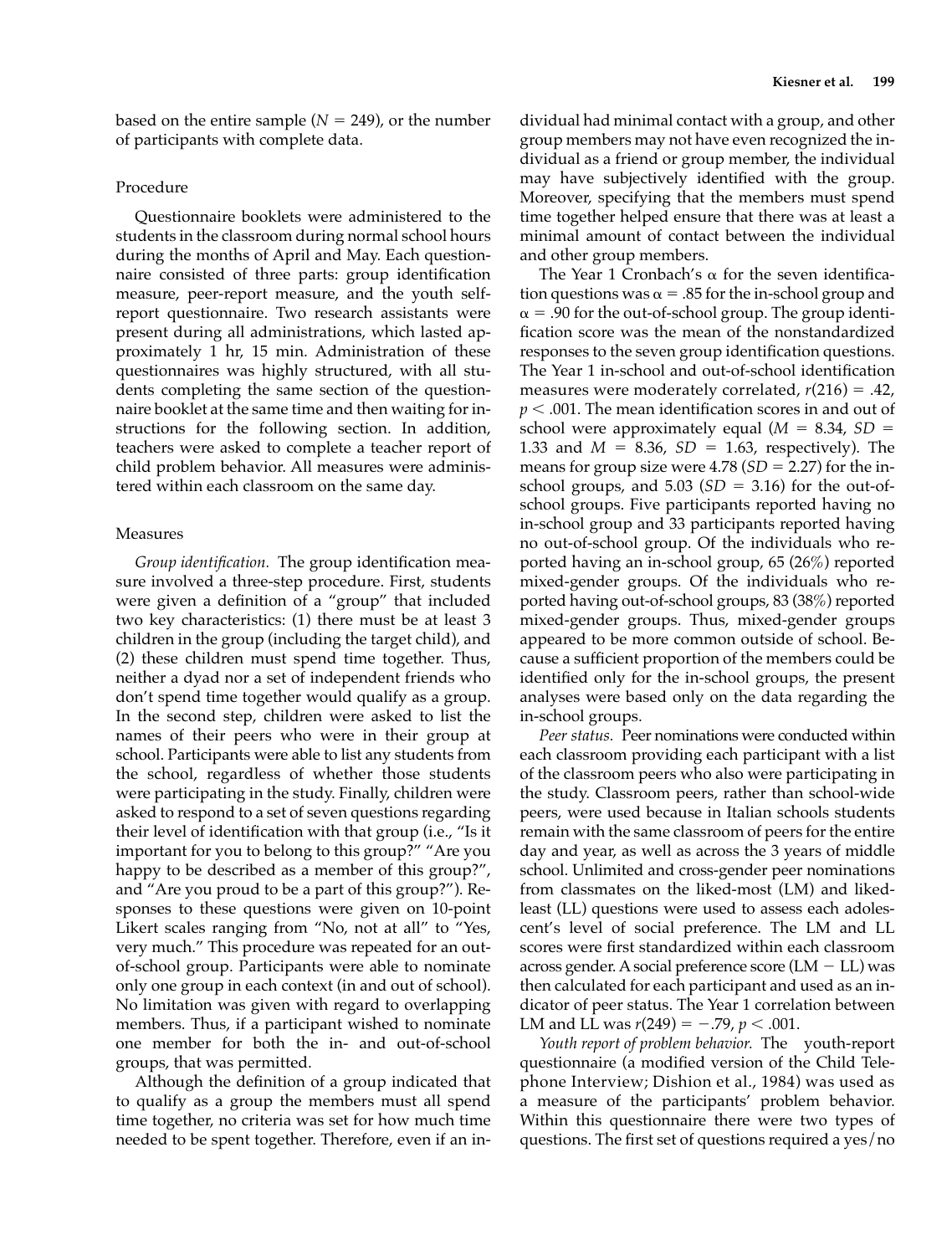based on the entire sample ($N = 249$), or the number of participants with complete data.

### Procedure

Questionnaire booklets were administered to the students in the classroom during normal school hours during the months of April and May. Each questionnaire consisted of three parts: group identification measure, peer-report measure, and the youth self-report questionnaire. Two research assistants were present during all administrations, which lasted approximately 1 hr, 15 min. Administration of these questionnaires was highly structured, with all students completing the same section of the questionnaire booklet at the same time and then waiting for instructions for the following section. In addition, teachers were asked to complete a teacher report of child problem behavior. All measures were administered within each classroom on the same day.

### Measures

*Group identification.* The group identification measure involved a three-step procedure. First, students were given a definition of a "group" that included two key characteristics: (1) there must be at least 3 children in the group (including the target child), and (2) these children must spend time together. Thus, neither a dyad nor a set of independent friends who don't spend time together would qualify as a group. In the second step, children were asked to list the names of their peers who were in their group at school. Participants were able to list any students from the school, regardless of whether those students were participating in the study. Finally, children were asked to respond to a set of seven questions regarding their level of identification with that group (i.e., "Is it important for you to belong to this group?" "Are you happy to be described as a member of this group?", and "Are you proud to be a part of this group?"). Responses to these questions were given on 10-point Likert scales ranging from "No, not at all" to "Yes, very much." This procedure was repeated for an out-of-school group. Participants were able to nominate only one group in each context (in and out of school). No limitation was given with regard to overlapping members. Thus, if a participant wished to nominate one member for both the in- and out-of-school groups, that was permitted.

Although the definition of a group indicated that to qualify as a group the members must all spend time together, no criteria was set for how much time needed to be spent together. Therefore, even if an individual had minimal contact with a group, and other group members may not have even recognized the individual as a friend or group member, the individual may have subjectively identified with the group. Moreover, specifying that the members must spend time together helped ensure that there was at least a minimal amount of contact between the individual and other group members.

The Year 1 Cronbach's $\alpha$ for the seven identification questions was $\alpha = .85$ for the in-school group and $\alpha = .90$ for the out-of-school group. The group identification score was the mean of the nonstandardized responses to the seven group identification questions. The Year 1 in-school and out-of-school identification measures were moderately correlated, $r(216) = .42$, $p < .001$. The mean identification scores in and out of school were approximately equal ($M = 8.34$, $SD = 1.33$ and $M = 8.36$, $SD = 1.63$, respectively). The means for group size were 4.78 ($SD = 2.27$) for the in-school groups, and 5.03 ($SD = 3.16$) for the out-of-school groups. Five participants reported having no in-school group and 33 participants reported having no out-of-school group. Of the individuals who reported having an in-school group, 65 (26%) reported mixed-gender groups. Of the individuals who reported having out-of-school groups, 83 (38%) reported mixed-gender groups. Thus, mixed-gender groups appeared to be more common outside of school. Because a sufficient proportion of the members could be identified only for the in-school groups, the present analyses were based only on the data regarding the in-school groups.

*Peer status.* Peer nominations were conducted within each classroom providing each participant with a list of the classroom peers who also were participating in the study. Classroom peers, rather than school-wide peers, were used because in Italian schools students remain with the same classroom of peers for the entire day and year, as well as across the 3 years of middle school. Unlimited and cross-gender peer nominations from classmates on the liked-most (LM) and liked-least (LL) questions were used to assess each adolescent's level of social preference. The LM and LL scores were first standardized within each classroom across gender. A social preference score (LM − LL) was then calculated for each participant and used as an indicator of peer status. The Year 1 correlation between LM and LL was $r(249) = -.79$, $p < .001$.

*Youth report of problem behavior.* The youth-report questionnaire (a modified version of the Child Telephone Interview; Dishion et al., 1984) was used as a measure of the participants' problem behavior. Within this questionnaire there were two types of questions. The first set of questions required a yes/no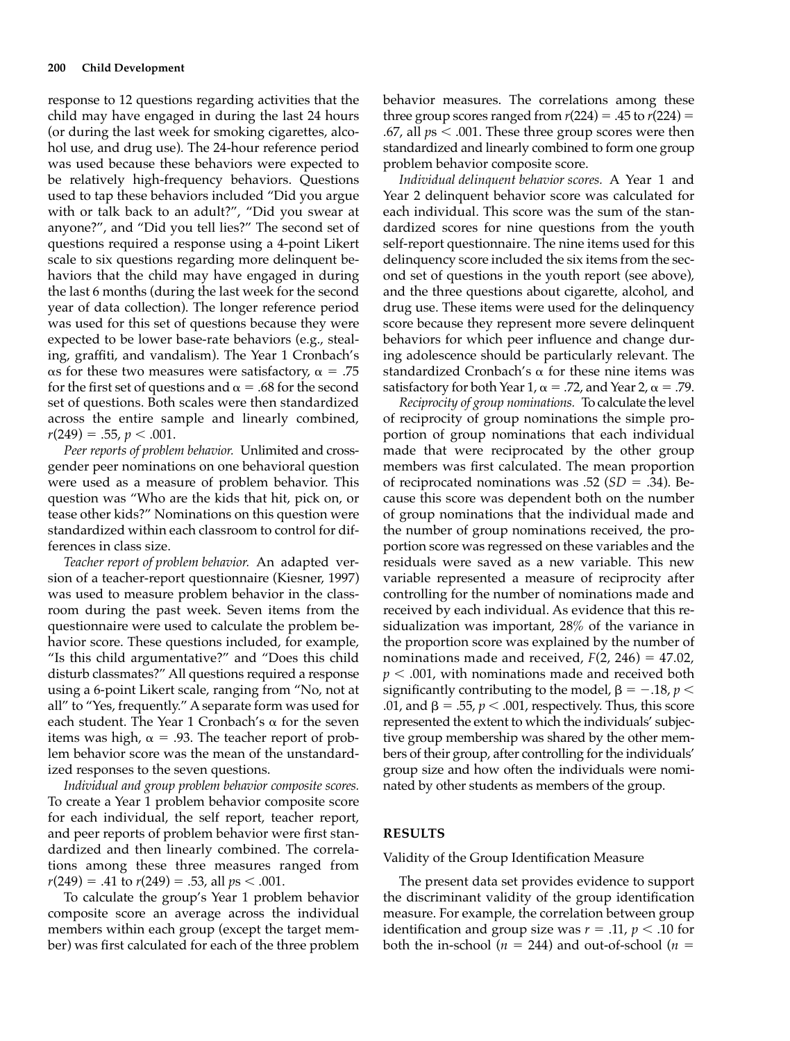response to 12 questions regarding activities that the child may have engaged in during the last 24 hours (or during the last week for smoking cigarettes, alcohol use, and drug use). The 24-hour reference period was used because these behaviors were expected to be relatively high-frequency behaviors. Questions used to tap these behaviors included "Did you argue with or talk back to an adult?", "Did you swear at anyone?", and "Did you tell lies?" The second set of questions required a response using a 4-point Likert scale to six questions regarding more delinquent behaviors that the child may have engaged in during the last 6 months (during the last week for the second year of data collection). The longer reference period was used for this set of questions because they were expected to be lower base-rate behaviors (e.g., stealing, graffiti, and vandalism). The Year 1 Cronbach's αs for these two measures were satisfactory, $\alpha = .75$ for the first set of questions and $\alpha = .68$ for the second set of questions. Both scales were then standardized across the entire sample and linearly combined, $r(249) = .55$, $p < .001$.

*Peer reports of problem behavior.* Unlimited and cross-gender peer nominations on one behavioral question were used as a measure of problem behavior. This question was "Who are the kids that hit, pick on, or tease other kids?" Nominations on this question were standardized within each classroom to control for differences in class size.

*Teacher report of problem behavior.* An adapted version of a teacher-report questionnaire (Kiesner, 1997) was used to measure problem behavior in the classroom during the past week. Seven items from the questionnaire were used to calculate the problem behavior score. These questions included, for example, "Is this child argumentative?" and "Does this child disturb classmates?" All questions required a response using a 6-point Likert scale, ranging from "No, not at all" to "Yes, frequently." A separate form was used for each student. The Year 1 Cronbach's α for the seven items was high, $\alpha = .93$. The teacher report of problem behavior score was the mean of the unstandardized responses to the seven questions.

*Individual and group problem behavior composite scores.* To create a Year 1 problem behavior composite score for each individual, the self report, teacher report, and peer reports of problem behavior were first standardized and then linearly combined. The correlations among these three measures ranged from $r(249) = .41$ to $r(249) = .53$, all $ps < .001$.

To calculate the group's Year 1 problem behavior composite score an average across the individual members within each group (except the target member) was first calculated for each of the three problem behavior measures. The correlations among these three group scores ranged from $r(224) = .45$ to $r(224) = .67$, all $ps < .001$. These three group scores were then standardized and linearly combined to form one group problem behavior composite score.

*Individual delinquent behavior scores.* A Year 1 and Year 2 delinquent behavior score was calculated for each individual. This score was the sum of the standardized scores for nine questions from the youth self-report questionnaire. The nine items used for this delinquency score included the six items from the second set of questions in the youth report (see above), and the three questions about cigarette, alcohol, and drug use. These items were used for the delinquency score because they represent more severe delinquent behaviors for which peer influence and change during adolescence should be particularly relevant. The standardized Cronbach's α for these nine items was satisfactory for both Year 1, $\alpha = .72$, and Year 2, $\alpha = .79$.

*Reciprocity of group nominations.* To calculate the level of reciprocity of group nominations the simple proportion of group nominations that each individual made that were reciprocated by the other group members was first calculated. The mean proportion of reciprocated nominations was .52 ($SD = .34$). Because this score was dependent both on the number of group nominations that the individual made and the number of group nominations received, the proportion score was regressed on these variables and the residuals were saved as a new variable. This new variable represented a measure of reciprocity after controlling for the number of nominations made and received by each individual. As evidence that this residualization was important, 28% of the variance in the proportion score was explained by the number of nominations made and received, $F(2, 246) = 47.02$, $p < .001$, with nominations made and received both significantly contributing to the model, $\beta = -.18$, $p < .01$, and $\beta = .55$, $p < .001$, respectively. Thus, this score represented the extent to which the individuals' subjective group membership was shared by the other members of their group, after controlling for the individuals' group size and how often the individuals were nominated by other students as members of the group.

## RESULTS

### Validity of the Group Identification Measure

The present data set provides evidence to support the discriminant validity of the group identification measure. For example, the correlation between group identification and group size was $r = .11$, $p < .10$ for both the in-school ($n = 244$) and out-of-school ($n =$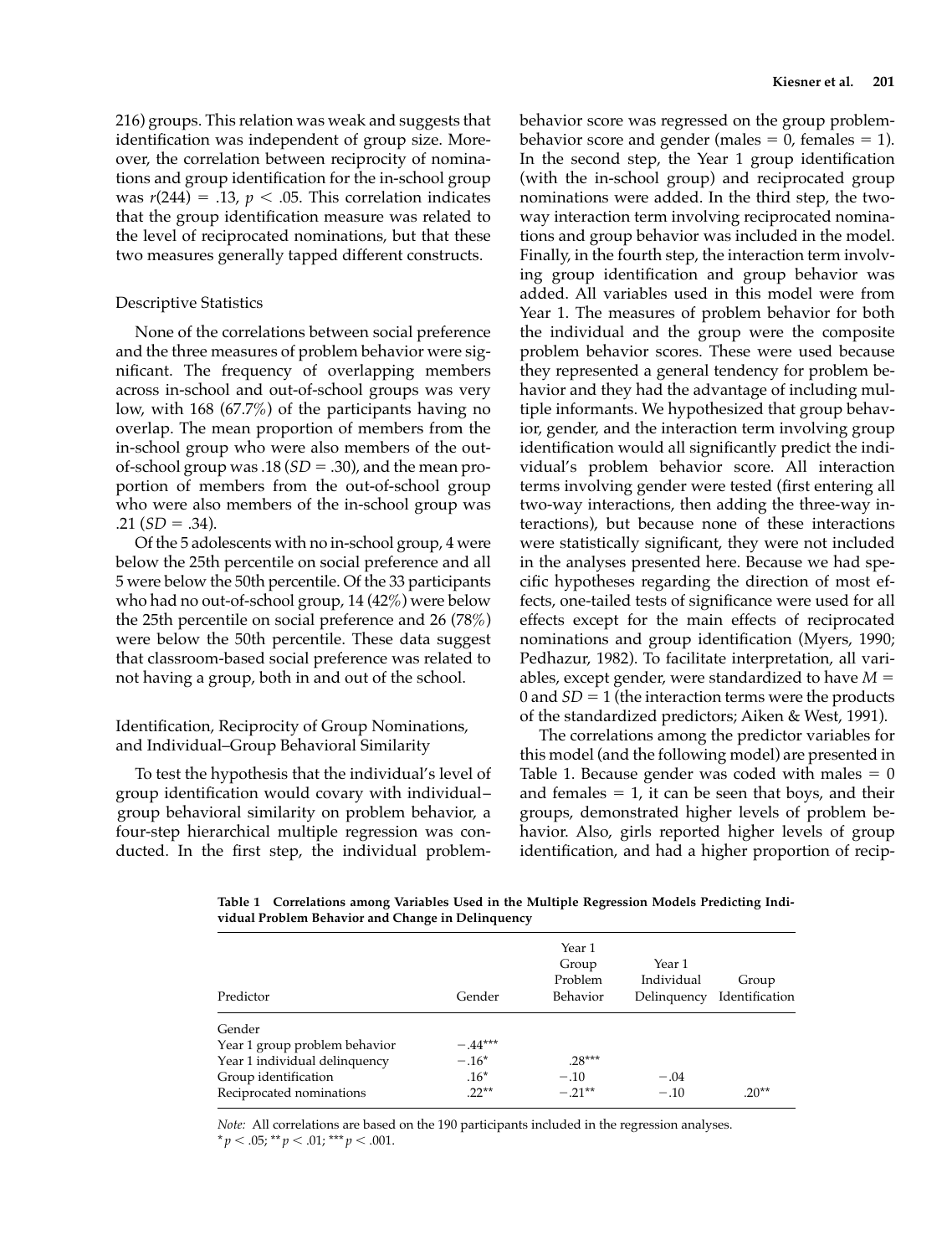216) groups. This relation was weak and suggests that identification was independent of group size. Moreover, the correlation between reciprocity of nominations and group identification for the in-school group was $r(244) = .13$, $p < .05$. This correlation indicates that the group identification measure was related to the level of reciprocated nominations, but that these two measures generally tapped different constructs.

### Descriptive Statistics

None of the correlations between social preference and the three measures of problem behavior were significant. The frequency of overlapping members across in-school and out-of-school groups was very low, with 168 (67.7%) of the participants having no overlap. The mean proportion of members from the in-school group who were also members of the out-of-school group was .18 ($SD = .30$), and the mean proportion of members from the out-of-school group who were also members of the in-school group was .21 ($SD = .34$).

Of the 5 adolescents with no in-school group, 4 were below the 25th percentile on social preference and all 5 were below the 50th percentile. Of the 33 participants who had no out-of-school group, 14 (42%) were below the 25th percentile on social preference and 26 (78%) were below the 50th percentile. These data suggest that classroom-based social preference was related to not having a group, both in and out of the school.

### Identification, Reciprocity of Group Nominations, and Individual–Group Behavioral Similarity

To test the hypothesis that the individual's level of group identification would covary with individual–group behavioral similarity on problem behavior, a four-step hierarchical multiple regression was conducted. In the first step, the individual problem-behavior score was regressed on the group problem-behavior score and gender (males = 0, females = 1). In the second step, the Year 1 group identification (with the in-school group) and reciprocated group nominations were added. In the third step, the two-way interaction term involving reciprocated nominations and group behavior was included in the model. Finally, in the fourth step, the interaction term involving group identification and group behavior was added. All variables used in this model were from Year 1. The measures of problem behavior for both the individual and the group were the composite problem behavior scores. These were used because they represented a general tendency for problem behavior and they had the advantage of including multiple informants. We hypothesized that group behavior, gender, and the interaction term involving group identification would all significantly predict the individual's problem behavior score. All interaction terms involving gender were tested (first entering all two-way interactions, then adding the three-way interactions), but because none of these interactions were statistically significant, they were not included in the analyses presented here. Because we had specific hypotheses regarding the direction of most effects, one-tailed tests of significance were used for all effects except for the main effects of reciprocated nominations and group identification (Myers, 1990; Pedhazur, 1982). To facilitate interpretation, all variables, except gender, were standardized to have $M = 0$ and $SD = 1$ (the interaction terms were the products of the standardized predictors; Aiken & West, 1991).

The correlations among the predictor variables for this model (and the following model) are presented in Table 1. Because gender was coded with males = 0 and females = 1, it can be seen that boys, and their groups, demonstrated higher levels of problem behavior. Also, girls reported higher levels of group identification, and had a higher proportion of recip-

**Table 1 Correlations among Variables Used in the Multiple Regression Models Predicting Individual Problem Behavior and Change in Delinquency**

| Predictor | Gender | Year 1 Group Problem Behavior | Year 1 Individual Delinquency | Group Identification |
|---|---|---|---|---|
| Gender | | | | |
| Year 1 group problem behavior | −.44*** | | | |
| Year 1 individual delinquency | −.16* | .28*** | | |
| Group identification | .16* | −.10 | −.04 | |
| Reciprocated nominations | .22** | −.21** | −.10 | .20** |

*Note:* All correlations are based on the 190 participants included in the regression analyses.
* $p < .05$; ** $p < .01$; *** $p < .001$.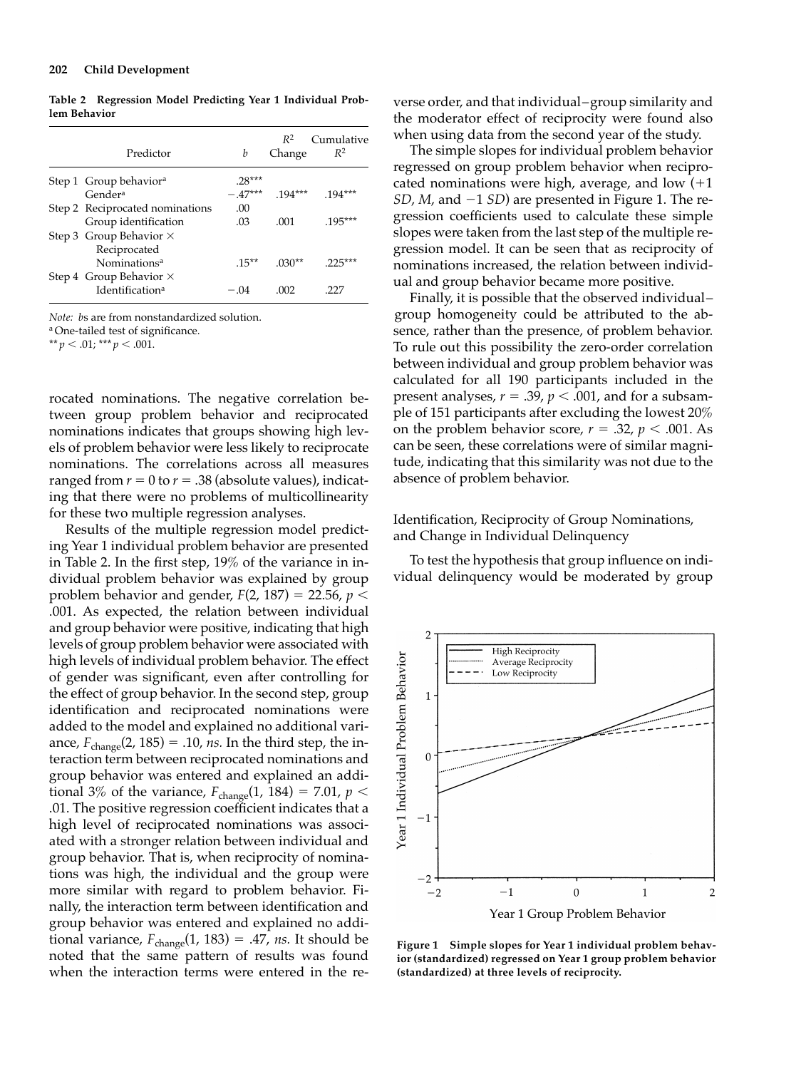**Table 2 Regression Model Predicting Year 1 Individual Problem Behavior**

| | Predictor | $b$ | $R^2$ Change | Cumulative $R^2$ |
|---|---|---|---|---|
| Step 1 | Group behavior[a] | .28*** | | |
| | Gender[a] | −.47*** | .194*** | .194*** |
| Step 2 | Reciprocated nominations | .00 | | |
| | Group identification | .03 | .001 | .195*** |
| Step 3 | Group Behavior × Reciprocated Nominations[a] | .15** | .030** | .225*** |
| Step 4 | Group Behavior × Identification[a] | −.04 | .002 | .227 |

*Note:* $b$s are from nonstandardized solution.
[a] One-tailed test of significance.
** $p < .01$; *** $p < .001$.

rocated nominations. The negative correlation between group problem behavior and reciprocated nominations indicates that groups showing high levels of problem behavior were less likely to reciprocate nominations. The correlations across all measures ranged from $r = 0$ to $r = .38$ (absolute values), indicating that there were no problems of multicollinearity for these two multiple regression analyses.

Results of the multiple regression model predicting Year 1 individual problem behavior are presented in Table 2. In the first step, 19% of the variance in individual problem behavior was explained by group problem behavior and gender, $F(2, 187) = 22.56$, $p < .001$. As expected, the relation between individual and group behavior were positive, indicating that high levels of group problem behavior were associated with high levels of individual problem behavior. The effect of gender was significant, even after controlling for the effect of group behavior. In the second step, group identification and reciprocated nominations were added to the model and explained no additional variance, $F_{change}(2, 185) = .10$, *ns.* In the third step, the interaction term between reciprocated nominations and group behavior was entered and explained an additional 3% of the variance, $F_{change}(1, 184) = 7.01$, $p < .01$. The positive regression coefficient indicates that a high level of reciprocated nominations was associated with a stronger relation between individual and group behavior. That is, when reciprocity of nominations was high, the individual and the group were more similar with regard to problem behavior. Finally, the interaction term between identification and group behavior was entered and explained no additional variance, $F_{change}(1, 183) = .47$, *ns.* It should be noted that the same pattern of results was found when the interaction terms were entered in the reverse order, and that individual–group similarity and the moderator effect of reciprocity were found also when using data from the second year of the study.

The simple slopes for individual problem behavior regressed on group problem behavior when reciprocated nominations were high, average, and low (+1 *SD*, *M*, and −1 *SD*) are presented in Figure 1. The regression coefficients used to calculate these simple slopes were taken from the last step of the multiple regression model. It can be seen that as reciprocity of nominations increased, the relation between individual and group behavior became more positive.

Finally, it is possible that the observed individual–group homogeneity could be attributed to the absence, rather than the presence, of problem behavior. To rule out this possibility the zero-order correlation between individual and group problem behavior was calculated for all 190 participants included in the present analyses, $r = .39$, $p < .001$, and for a subsample of 151 participants after excluding the lowest 20% on the problem behavior score, $r = .32$, $p < .001$. As can be seen, these correlations were of similar magnitude, indicating that this similarity was not due to the absence of problem behavior.

## Identification, Reciprocity of Group Nominations, and Change in Individual Delinquency

To test the hypothesis that group influence on individual delinquency would be moderated by group

**Figure 1 Simple slopes for Year 1 individual problem behavior (standardized) regressed on Year 1 group problem behavior (standardized) at three levels of reciprocity.**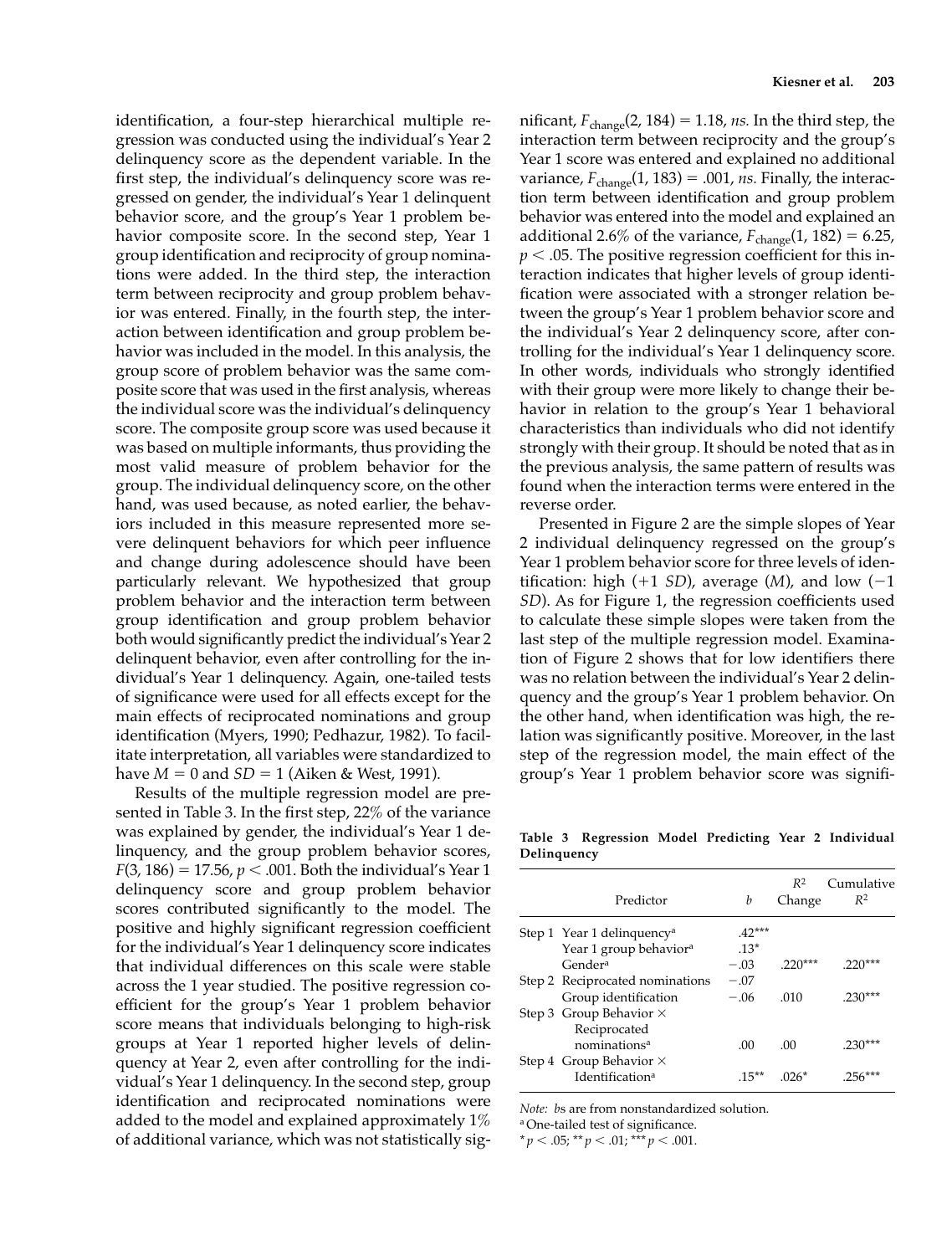identification, a four-step hierarchical multiple regression was conducted using the individual's Year 2 delinquency score as the dependent variable. In the first step, the individual's delinquency score was regressed on gender, the individual's Year 1 delinquent behavior score, and the group's Year 1 problem behavior composite score. In the second step, Year 1 group identification and reciprocity of group nominations were added. In the third step, the interaction term between reciprocity and group problem behavior was entered. Finally, in the fourth step, the interaction between identification and group problem behavior was included in the model. In this analysis, the group score of problem behavior was the same composite score that was used in the first analysis, whereas the individual score was the individual's delinquency score. The composite group score was used because it was based on multiple informants, thus providing the most valid measure of problem behavior for the group. The individual delinquency score, on the other hand, was used because, as noted earlier, the behaviors included in this measure represented more severe delinquent behaviors for which peer influence and change during adolescence should have been particularly relevant. We hypothesized that group problem behavior and the interaction term between group identification and group problem behavior both would significantly predict the individual's Year 2 delinquent behavior, even after controlling for the individual's Year 1 delinquency. Again, one-tailed tests of significance were used for all effects except for the main effects of reciprocated nominations and group identification (Myers, 1990; Pedhazur, 1982). To facilitate interpretation, all variables were standardized to have $M = 0$ and $SD = 1$ (Aiken & West, 1991).

Results of the multiple regression model are presented in Table 3. In the first step, 22% of the variance was explained by gender, the individual's Year 1 delinquency, and the group problem behavior scores, $F(3, 186) = 17.56$, $p < .001$. Both the individual's Year 1 delinquency score and group problem behavior scores contributed significantly to the model. The positive and highly significant regression coefficient for the individual's Year 1 delinquency score indicates that individual differences on this scale were stable across the 1 year studied. The positive regression coefficient for the group's Year 1 problem behavior score means that individuals belonging to high-risk groups at Year 1 reported higher levels of delinquency at Year 2, even after controlling for the individual's Year 1 delinquency. In the second step, group identification and reciprocated nominations were added to the model and explained approximately 1% of additional variance, which was not statistically significant, $F_{\text{change}}(2, 184) = 1.18$, *ns.* In the third step, the interaction term between reciprocity and the group's Year 1 score was entered and explained no additional variance, $F_{\text{change}}(1, 183) = .001$, *ns.* Finally, the interaction term between identification and group problem behavior was entered into the model and explained an additional 2.6% of the variance, $F_{\text{change}}(1, 182) = 6.25$, $p < .05$. The positive regression coefficient for this interaction indicates that higher levels of group identification were associated with a stronger relation between the group's Year 1 problem behavior score and the individual's Year 2 delinquency score, after controlling for the individual's Year 1 delinquency score. In other words, individuals who strongly identified with their group were more likely to change their behavior in relation to the group's Year 1 behavioral characteristics than individuals who did not identify strongly with their group. It should be noted that as in the previous analysis, the same pattern of results was found when the interaction terms were entered in the reverse order.

Presented in Figure 2 are the simple slopes of Year 2 individual delinquency regressed on the group's Year 1 problem behavior score for three levels of identification: high (+1 *SD*), average (*M*), and low (−1 *SD*). As for Figure 1, the regression coefficients used to calculate these simple slopes were taken from the last step of the multiple regression model. Examination of Figure 2 shows that for low identifiers there was no relation between the individual's Year 2 delinquency and the group's Year 1 problem behavior. On the other hand, when identification was high, the relation was significantly positive. Moreover, in the last step of the regression model, the main effect of the group's Year 1 problem behavior score was signifi-

**Table 3 Regression Model Predicting Year 2 Individual Delinquency**

| | Predictor | *b* | $R^2$ Change | Cumulative $R^2$ |
|---|---|---|---|---|
| Step 1 | Year 1 delinquency[a] | .42*** | | |
| | Year 1 group behavior[a] | .13* | | |
| | Gender[a] | −.03 | .220*** | .220*** |
| Step 2 | Reciprocated nominations | −.07 | | |
| | Group identification | −.06 | .010 | .230*** |
| Step 3 | Group Behavior × Reciprocated nominations[a] | .00 | .00 | .230*** |
| Step 4 | Group Behavior × Identification[a] | .15** | .026* | .256*** |

*Note: b*s are from nonstandardized solution.

[a] One-tailed test of significance.

* $p < .05$; ** $p < .01$; *** $p < .001$.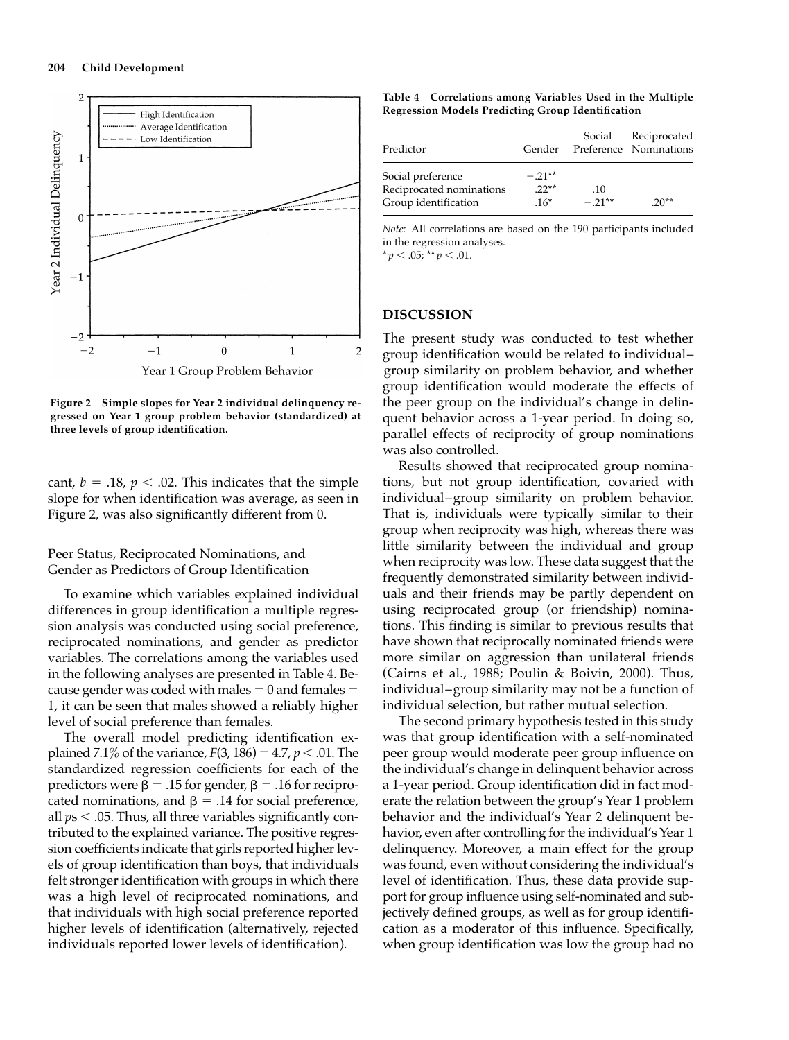Figure 2 Simple slopes for Year 2 individual delinquency regressed on Year 1 group problem behavior (standardized) at three levels of group identification.

cant, $b = .18$, $p < .02$. This indicates that the simple slope for when identification was average, as seen in Figure 2, was also significantly different from 0.

### Peer Status, Reciprocated Nominations, and Gender as Predictors of Group Identification

To examine which variables explained individual differences in group identification a multiple regression analysis was conducted using social preference, reciprocated nominations, and gender as predictor variables. The correlations among the variables used in the following analyses are presented in Table 4. Because gender was coded with males = 0 and females = 1, it can be seen that males showed a reliably higher level of social preference than females.

The overall model predicting identification explained 7.1% of the variance, $F(3, 186) = 4.7$, $p < .01$. The standardized regression coefficients for each of the predictors were $\beta = .15$ for gender, $\beta = .16$ for reciprocated nominations, and $\beta = .14$ for social preference, all $ps < .05$. Thus, all three variables significantly contributed to the explained variance. The positive regression coefficients indicate that girls reported higher levels of group identification than boys, that individuals felt stronger identification with groups in which there was a high level of reciprocated nominations, and that individuals with high social preference reported higher levels of identification (alternatively, rejected individuals reported lower levels of identification).

**Table 4 Correlations among Variables Used in the Multiple Regression Models Predicting Group Identification**

| Predictor | Gender | Social Preference | Reciprocated Nominations |
|---|---|---|---|
| Social preference | −.21** | | |
| Reciprocated nominations | .22** | .10 | |
| Group identification | .16* | −.21** | .20** |

*Note:* All correlations are based on the 190 participants included in the regression analyses.
* $p < .05$; ** $p < .01$.

## DISCUSSION

The present study was conducted to test whether group identification would be related to individual–group similarity on problem behavior, and whether group identification would moderate the effects of the peer group on the individual's change in delinquent behavior across a 1-year period. In doing so, parallel effects of reciprocity of group nominations was also controlled.

Results showed that reciprocated group nominations, but not group identification, covaried with individual–group similarity on problem behavior. That is, individuals were typically similar to their group when reciprocity was high, whereas there was little similarity between the individual and group when reciprocity was low. These data suggest that the frequently demonstrated similarity between individuals and their friends may be partly dependent on using reciprocated group (or friendship) nominations. This finding is similar to previous results that have shown that reciprocally nominated friends were more similar on aggression than unilateral friends (Cairns et al., 1988; Poulin & Boivin, 2000). Thus, individual–group similarity may not be a function of individual selection, but rather mutual selection.

The second primary hypothesis tested in this study was that group identification with a self-nominated peer group would moderate peer group influence on the individual's change in delinquent behavior across a 1-year period. Group identification did in fact moderate the relation between the group's Year 1 problem behavior and the individual's Year 2 delinquent behavior, even after controlling for the individual's Year 1 delinquency. Moreover, a main effect for the group was found, even without considering the individual's level of identification. Thus, these data provide support for group influence using self-nominated and subjectively defined groups, as well as for group identification as a moderator of this influence. Specifically, when group identification was low the group had no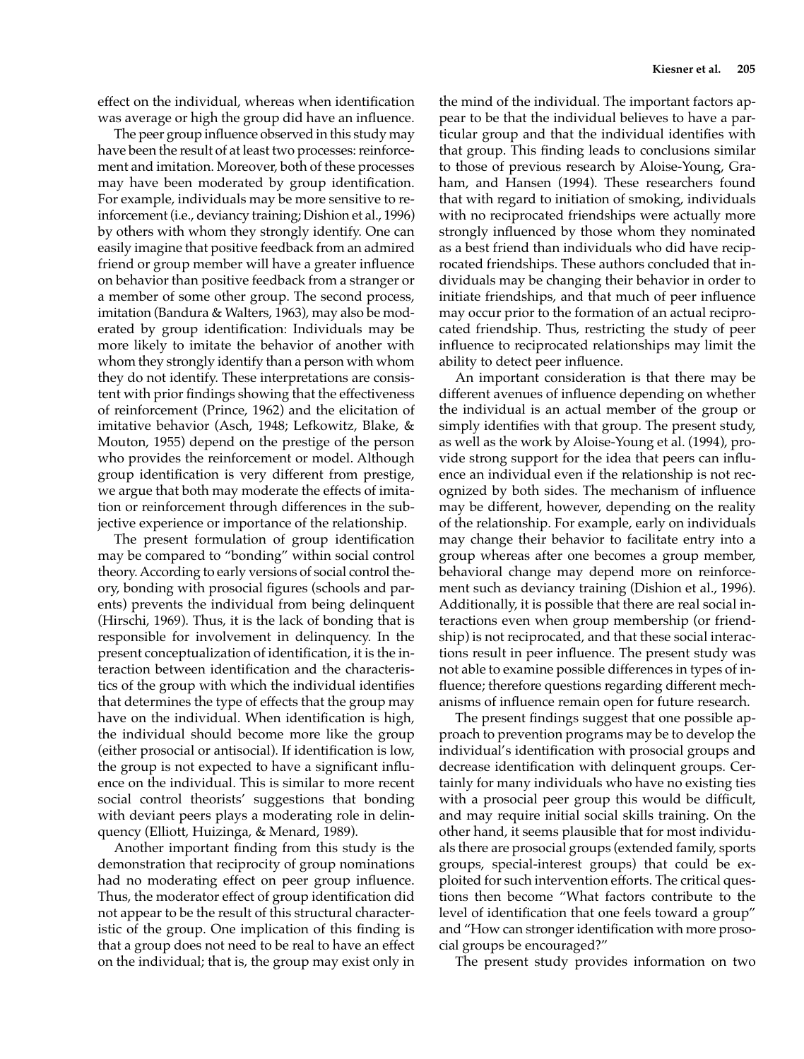effect on the individual, whereas when identification was average or high the group did have an influence.

The peer group influence observed in this study may have been the result of at least two processes: reinforcement and imitation. Moreover, both of these processes may have been moderated by group identification. For example, individuals may be more sensitive to reinforcement (i.e., deviancy training; Dishion et al., 1996) by others with whom they strongly identify. One can easily imagine that positive feedback from an admired friend or group member will have a greater influence on behavior than positive feedback from a stranger or a member of some other group. The second process, imitation (Bandura & Walters, 1963), may also be moderated by group identification: Individuals may be more likely to imitate the behavior of another with whom they strongly identify than a person with whom they do not identify. These interpretations are consistent with prior findings showing that the effectiveness of reinforcement (Prince, 1962) and the elicitation of imitative behavior (Asch, 1948; Lefkowitz, Blake, & Mouton, 1955) depend on the prestige of the person who provides the reinforcement or model. Although group identification is very different from prestige, we argue that both may moderate the effects of imitation or reinforcement through differences in the subjective experience or importance of the relationship.

The present formulation of group identification may be compared to "bonding" within social control theory. According to early versions of social control theory, bonding with prosocial figures (schools and parents) prevents the individual from being delinquent (Hirschi, 1969). Thus, it is the lack of bonding that is responsible for involvement in delinquency. In the present conceptualization of identification, it is the interaction between identification and the characteristics of the group with which the individual identifies that determines the type of effects that the group may have on the individual. When identification is high, the individual should become more like the group (either prosocial or antisocial). If identification is low, the group is not expected to have a significant influence on the individual. This is similar to more recent social control theorists' suggestions that bonding with deviant peers plays a moderating role in delinquency (Elliott, Huizinga, & Menard, 1989).

Another important finding from this study is the demonstration that reciprocity of group nominations had no moderating effect on peer group influence. Thus, the moderator effect of group identification did not appear to be the result of this structural characteristic of the group. One implication of this finding is that a group does not need to be real to have an effect on the individual; that is, the group may exist only in the mind of the individual. The important factors appear to be that the individual believes to have a particular group and that the individual identifies with that group. This finding leads to conclusions similar to those of previous research by Aloise-Young, Graham, and Hansen (1994). These researchers found that with regard to initiation of smoking, individuals with no reciprocated friendships were actually more strongly influenced by those whom they nominated as a best friend than individuals who did have reciprocated friendships. These authors concluded that individuals may be changing their behavior in order to initiate friendships, and that much of peer influence may occur prior to the formation of an actual reciprocated friendship. Thus, restricting the study of peer influence to reciprocated relationships may limit the ability to detect peer influence.

An important consideration is that there may be different avenues of influence depending on whether the individual is an actual member of the group or simply identifies with that group. The present study, as well as the work by Aloise-Young et al. (1994), provide strong support for the idea that peers can influence an individual even if the relationship is not recognized by both sides. The mechanism of influence may be different, however, depending on the reality of the relationship. For example, early on individuals may change their behavior to facilitate entry into a group whereas after one becomes a group member, behavioral change may depend more on reinforcement such as deviancy training (Dishion et al., 1996). Additionally, it is possible that there are real social interactions even when group membership (or friendship) is not reciprocated, and that these social interactions result in peer influence. The present study was not able to examine possible differences in types of influence; therefore questions regarding different mechanisms of influence remain open for future research.

The present findings suggest that one possible approach to prevention programs may be to develop the individual's identification with prosocial groups and decrease identification with delinquent groups. Certainly for many individuals who have no existing ties with a prosocial peer group this would be difficult, and may require initial social skills training. On the other hand, it seems plausible that for most individuals there are prosocial groups (extended family, sports groups, special-interest groups) that could be exploited for such intervention efforts. The critical questions then become "What factors contribute to the level of identification that one feels toward a group" and "How can stronger identification with more prosocial groups be encouraged?"

The present study provides information on two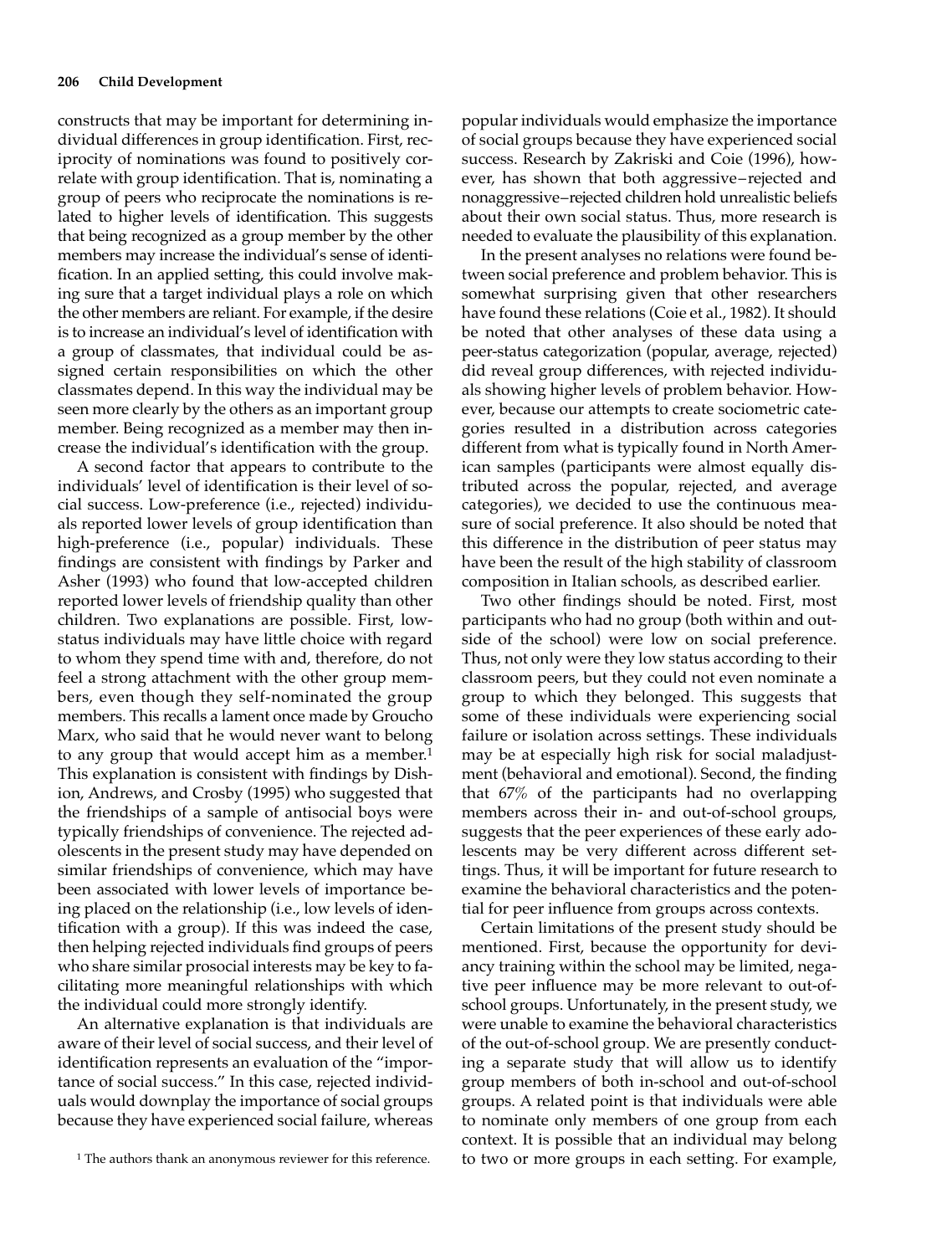constructs that may be important for determining individual differences in group identification. First, reciprocity of nominations was found to positively correlate with group identification. That is, nominating a group of peers who reciprocate the nominations is related to higher levels of identification. This suggests that being recognized as a group member by the other members may increase the individual's sense of identification. In an applied setting, this could involve making sure that a target individual plays a role on which the other members are reliant. For example, if the desire is to increase an individual's level of identification with a group of classmates, that individual could be assigned certain responsibilities on which the other classmates depend. In this way the individual may be seen more clearly by the others as an important group member. Being recognized as a member may then increase the individual's identification with the group.

A second factor that appears to contribute to the individuals' level of identification is their level of social success. Low-preference (i.e., rejected) individuals reported lower levels of group identification than high-preference (i.e., popular) individuals. These findings are consistent with findings by Parker and Asher (1993) who found that low-accepted children reported lower levels of friendship quality than other children. Two explanations are possible. First, low-status individuals may have little choice with regard to whom they spend time with and, therefore, do not feel a strong attachment with the other group members, even though they self-nominated the group members. This recalls a lament once made by Groucho Marx, who said that he would never want to belong to any group that would accept him as a member.[1] This explanation is consistent with findings by Dishion, Andrews, and Crosby (1995) who suggested that the friendships of a sample of antisocial boys were typically friendships of convenience. The rejected adolescents in the present study may have depended on similar friendships of convenience, which may have been associated with lower levels of importance being placed on the relationship (i.e., low levels of identification with a group). If this was indeed the case, then helping rejected individuals find groups of peers who share similar prosocial interests may be key to facilitating more meaningful relationships with which the individual could more strongly identify.

An alternative explanation is that individuals are aware of their level of social success, and their level of identification represents an evaluation of the "importance of social success." In this case, rejected individuals would downplay the importance of social groups because they have experienced social failure, whereas popular individuals would emphasize the importance of social groups because they have experienced social success. Research by Zakriski and Coie (1996), however, has shown that both aggressive–rejected and nonaggressive–rejected children hold unrealistic beliefs about their own social status. Thus, more research is needed to evaluate the plausibility of this explanation.

In the present analyses no relations were found between social preference and problem behavior. This is somewhat surprising given that other researchers have found these relations (Coie et al., 1982). It should be noted that other analyses of these data using a peer-status categorization (popular, average, rejected) did reveal group differences, with rejected individuals showing higher levels of problem behavior. However, because our attempts to create sociometric categories resulted in a distribution across categories different from what is typically found in North American samples (participants were almost equally distributed across the popular, rejected, and average categories), we decided to use the continuous measure of social preference. It also should be noted that this difference in the distribution of peer status may have been the result of the high stability of classroom composition in Italian schools, as described earlier.

Two other findings should be noted. First, most participants who had no group (both within and outside of the school) were low on social preference. Thus, not only were they low status according to their classroom peers, but they could not even nominate a group to which they belonged. This suggests that some of these individuals were experiencing social failure or isolation across settings. These individuals may be at especially high risk for social maladjustment (behavioral and emotional). Second, the finding that 67% of the participants had no overlapping members across their in- and out-of-school groups, suggests that the peer experiences of these early adolescents may be very different across different settings. Thus, it will be important for future research to examine the behavioral characteristics and the potential for peer influence from groups across contexts.

Certain limitations of the present study should be mentioned. First, because the opportunity for deviancy training within the school may be limited, negative peer influence may be more relevant to out-of-school groups. Unfortunately, in the present study, we were unable to examine the behavioral characteristics of the out-of-school group. We are presently conducting a separate study that will allow us to identify group members of both in-school and out-of-school groups. A related point is that individuals were able to nominate only members of one group from each context. It is possible that an individual may belong to two or more groups in each setting. For example,

[1] The authors thank an anonymous reviewer for this reference.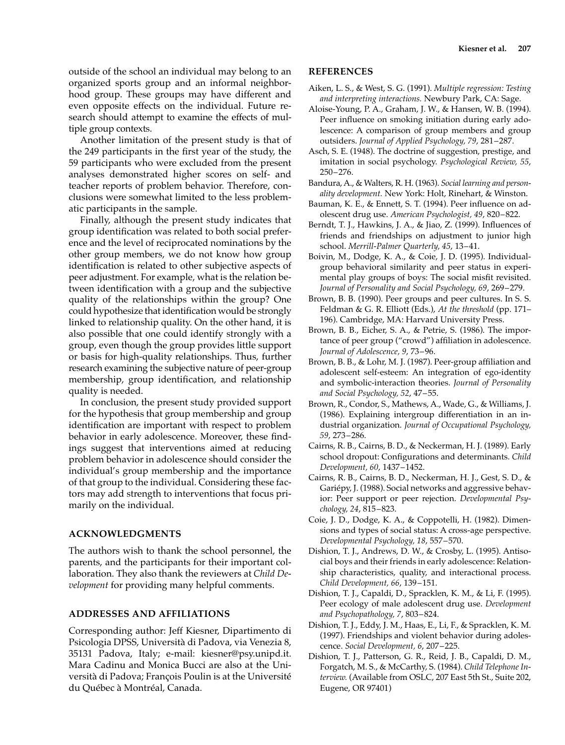outside of the school an individual may belong to an organized sports group and an informal neighborhood group. These groups may have different and even opposite effects on the individual. Future research should attempt to examine the effects of multiple group contexts.

Another limitation of the present study is that of the 249 participants in the first year of the study, the 59 participants who were excluded from the present analyses demonstrated higher scores on self- and teacher reports of problem behavior. Therefore, conclusions were somewhat limited to the less problematic participants in the sample.

Finally, although the present study indicates that group identification was related to both social preference and the level of reciprocated nominations by the other group members, we do not know how group identification is related to other subjective aspects of peer adjustment. For example, what is the relation between identification with a group and the subjective quality of the relationships within the group? One could hypothesize that identification would be strongly linked to relationship quality. On the other hand, it is also possible that one could identify strongly with a group, even though the group provides little support or basis for high-quality relationships. Thus, further research examining the subjective nature of peer-group membership, group identification, and relationship quality is needed.

In conclusion, the present study provided support for the hypothesis that group membership and group identification are important with respect to problem behavior in early adolescence. Moreover, these findings suggest that interventions aimed at reducing problem behavior in adolescence should consider the individual's group membership and the importance of that group to the individual. Considering these factors may add strength to interventions that focus primarily on the individual.

## ACKNOWLEDGMENTS

The authors wish to thank the school personnel, the parents, and the participants for their important collaboration. They also thank the reviewers at *Child Development* for providing many helpful comments.

## ADDRESSES AND AFFILIATIONS

Corresponding author: Jeff Kiesner, Dipartimento di Psicologia DPSS, Università di Padova, via Venezia 8, 35131 Padova, Italy; e-mail: kiesner@psy.unipd.it. Mara Cadinu and Monica Bucci are also at the Università di Padova; François Poulin is at the Université du Québec à Montréal, Canada.

## REFERENCES

Aiken, L. S., & West, S. G. (1991). *Multiple regression: Testing and interpreting interactions.* Newbury Park, CA: Sage.

Aloise-Young, P. A., Graham, J. W., & Hansen, W. B. (1994). Peer influence on smoking initiation during early adolescence: A comparison of group members and group outsiders. *Journal of Applied Psychology, 79*, 281–287.

Asch, S. E. (1948). The doctrine of suggestion, prestige, and imitation in social psychology. *Psychological Review, 55*, 250–276.

Bandura, A., & Walters, R. H. (1963). *Social learning and personality development.* New York: Holt, Rinehart, & Winston.

Bauman, K. E., & Ennett, S. T. (1994). Peer influence on adolescent drug use. *American Psychologist, 49*, 820–822.

Berndt, T. J., Hawkins, J. A., & Jiao, Z. (1999). Influences of friends and friendships on adjustment to junior high school. *Merrill-Palmer Quarterly, 45*, 13–41.

Boivin, M., Dodge, K. A., & Coie, J. D. (1995). Individual-group behavioral similarity and peer status in experimental play groups of boys: The social misfit revisited. *Journal of Personality and Social Psychology, 69*, 269–279.

Brown, B. B. (1990). Peer groups and peer cultures. In S. S. Feldman & G. R. Elliott (Eds.), *At the threshold* (pp. 171–196). Cambridge, MA: Harvard University Press.

Brown, B. B., Eicher, S. A., & Petrie, S. (1986). The importance of peer group ("crowd") affiliation in adolescence. *Journal of Adolescence, 9*, 73–96.

Brown, B. B., & Lohr, M. J. (1987). Peer-group affiliation and adolescent self-esteem: An integration of ego-identity and symbolic-interaction theories. *Journal of Personality and Social Psychology, 52*, 47–55.

Brown, R., Condor, S., Mathews, A., Wade, G., & Williams, J. (1986). Explaining intergroup differentiation in an industrial organization. *Journal of Occupational Psychology, 59*, 273–286.

Cairns, R. B., Cairns, B. D., & Neckerman, H. J. (1989). Early school dropout: Configurations and determinants. *Child Development, 60*, 1437–1452.

Cairns, R. B., Cairns, B. D., Neckerman, H. J., Gest, S. D., & Gariépy, J. (1988). Social networks and aggressive behavior: Peer support or peer rejection. *Developmental Psychology, 24*, 815–823.

Coie, J. D., Dodge, K. A., & Coppotelli, H. (1982). Dimensions and types of social status: A cross-age perspective. *Developmental Psychology, 18*, 557–570.

Dishion, T. J., Andrews, D. W., & Crosby, L. (1995). Antisocial boys and their friends in early adolescence: Relationship characteristics, quality, and interactional process. *Child Development, 66*, 139–151.

Dishion, T. J., Capaldi, D., Spracklen, K. M., & Li, F. (1995). Peer ecology of male adolescent drug use. *Development and Psychopathology, 7*, 803–824.

Dishion, T. J., Eddy, J. M., Haas, E., Li, F., & Spracklen, K. M. (1997). Friendships and violent behavior during adolescence. *Social Development, 6*, 207–225.

Dishion, T. J., Patterson, G. R., Reid, J. B., Capaldi, D. M., Forgatch, M. S., & McCarthy, S. (1984). *Child Telephone Interview.* (Available from OSLC, 207 East 5th St., Suite 202, Eugene, OR 97401)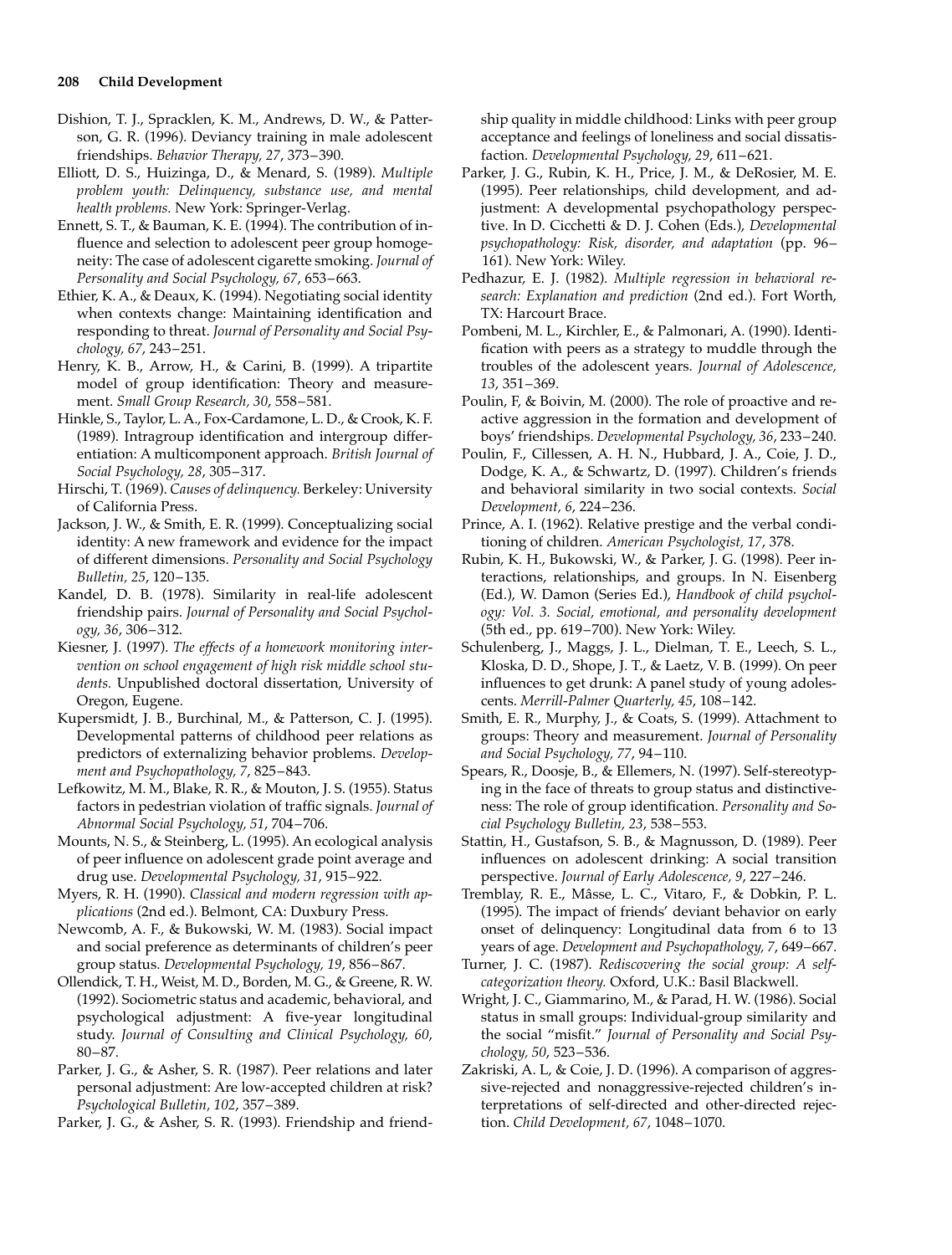Dishion, T. J., Spracklen, K. M., Andrews, D. W., & Patterson, G. R. (1996). Deviancy training in male adolescent friendships. *Behavior Therapy, 27*, 373–390.

Elliott, D. S., Huizinga, D., & Menard, S. (1989). *Multiple problem youth: Delinquency, substance use, and mental health problems.* New York: Springer-Verlag.

Ennett, S. T., & Bauman, K. E. (1994). The contribution of influence and selection to adolescent peer group homogeneity: The case of adolescent cigarette smoking. *Journal of Personality and Social Psychology, 67*, 653–663.

Ethier, K. A., & Deaux, K. (1994). Negotiating social identity when contexts change: Maintaining identification and responding to threat. *Journal of Personality and Social Psychology, 67*, 243–251.

Henry, K. B., Arrow, H., & Carini, B. (1999). A tripartite model of group identification: Theory and measurement. *Small Group Research, 30*, 558–581.

Hinkle, S., Taylor, L. A., Fox-Cardamone, L. D., & Crook, K. F. (1989). Intragroup identification and intergroup differentiation: A multicomponent approach. *British Journal of Social Psychology, 28*, 305–317.

Hirschi, T. (1969). *Causes of delinquency.* Berkeley: University of California Press.

Jackson, J. W., & Smith, E. R. (1999). Conceptualizing social identity: A new framework and evidence for the impact of different dimensions. *Personality and Social Psychology Bulletin, 25*, 120–135.

Kandel, D. B. (1978). Similarity in real-life adolescent friendship pairs. *Journal of Personality and Social Psychology, 36*, 306–312.

Kiesner, J. (1997). *The effects of a homework monitoring intervention on school engagement of high risk middle school students.* Unpublished doctoral dissertation, University of Oregon, Eugene.

Kupersmidt, J. B., Burchinal, M., & Patterson, C. J. (1995). Developmental patterns of childhood peer relations as predictors of externalizing behavior problems. *Development and Psychopathology, 7*, 825–843.

Lefkowitz, M. M., Blake, R. R., & Mouton, J. S. (1955). Status factors in pedestrian violation of traffic signals. *Journal of Abnormal Social Psychology, 51*, 704–706.

Mounts, N. S., & Steinberg, L. (1995). An ecological analysis of peer influence on adolescent grade point average and drug use. *Developmental Psychology, 31*, 915–922.

Myers, R. H. (1990). *Classical and modern regression with applications* (2nd ed.). Belmont, CA: Duxbury Press.

Newcomb, A. F., & Bukowski, W. M. (1983). Social impact and social preference as determinants of children's peer group status. *Developmental Psychology, 19*, 856–867.

Ollendick, T. H., Weist, M. D., Borden, M. G., & Greene, R. W. (1992). Sociometric status and academic, behavioral, and psychological adjustment: A five-year longitudinal study. *Journal of Consulting and Clinical Psychology, 60*, 80–87.

Parker, J. G., & Asher, S. R. (1987). Peer relations and later personal adjustment: Are low-accepted children at risk? *Psychological Bulletin, 102*, 357–389.

Parker, J. G., & Asher, S. R. (1993). Friendship and friendship quality in middle childhood: Links with peer group acceptance and feelings of loneliness and social dissatisfaction. *Developmental Psychology, 29*, 611–621.

Parker, J. G., Rubin, K. H., Price, J. M., & DeRosier, M. E. (1995). Peer relationships, child development, and adjustment: A developmental psychopathology perspective. In D. Cicchetti & D. J. Cohen (Eds.), *Developmental psychopathology: Risk, disorder, and adaptation* (pp. 96–161). New York: Wiley.

Pedhazur, E. J. (1982). *Multiple regression in behavioral research: Explanation and prediction* (2nd ed.). Fort Worth, TX: Harcourt Brace.

Pombeni, M. L., Kirchler, E., & Palmonari, A. (1990). Identification with peers as a strategy to muddle through the troubles of the adolescent years. *Journal of Adolescence, 13*, 351–369.

Poulin, F, & Boivin, M. (2000). The role of proactive and reactive aggression in the formation and development of boys' friendships. *Developmental Psychology, 36*, 233–240.

Poulin, F., Cillessen, A. H. N., Hubbard, J. A., Coie, J. D., Dodge, K. A., & Schwartz, D. (1997). Children's friends and behavioral similarity in two social contexts. *Social Development, 6*, 224–236.

Prince, A. I. (1962). Relative prestige and the verbal conditioning of children. *American Psychologist, 17*, 378.

Rubin, K. H., Bukowski, W., & Parker, J. G. (1998). Peer interactions, relationships, and groups. In N. Eisenberg (Ed.), W. Damon (Series Ed.), *Handbook of child psychology: Vol. 3. Social, emotional, and personality development* (5th ed., pp. 619–700). New York: Wiley.

Schulenberg, J., Maggs, J. L., Dielman, T. E., Leech, S. L., Kloska, D. D., Shope, J. T., & Laetz, V. B. (1999). On peer influences to get drunk: A panel study of young adolescents. *Merrill-Palmer Quarterly, 45*, 108–142.

Smith, E. R., Murphy, J., & Coats, S. (1999). Attachment to groups: Theory and measurement. *Journal of Personality and Social Psychology, 77*, 94–110.

Spears, R., Doosje, B., & Ellemers, N. (1997). Self-stereotyping in the face of threats to group status and distinctiveness: The role of group identification. *Personality and Social Psychology Bulletin, 23*, 538–553.

Stattin, H., Gustafson, S. B., & Magnusson, D. (1989). Peer influences on adolescent drinking: A social transition perspective. *Journal of Early Adolescence, 9*, 227–246.

Tremblay, R. E., Mâsse, L. C., Vitaro, F., & Dobkin, P. L. (1995). The impact of friends' deviant behavior on early onset of delinquency: Longitudinal data from 6 to 13 years of age. *Development and Psychopathology, 7*, 649–667.

Turner, J. C. (1987). *Rediscovering the social group: A self-categorization theory.* Oxford, U.K.: Basil Blackwell.

Wright, J. C., Giammarino, M., & Parad, H. W. (1986). Social status in small groups: Individual-group similarity and the social "misfit." *Journal of Personality and Social Psychology, 50*, 523–536.

Zakriski, A. L, & Coie, J. D. (1996). A comparison of aggressive-rejected and nonaggressive-rejected children's interpretations of self-directed and other-directed rejection. *Child Development, 67*, 1048–1070.